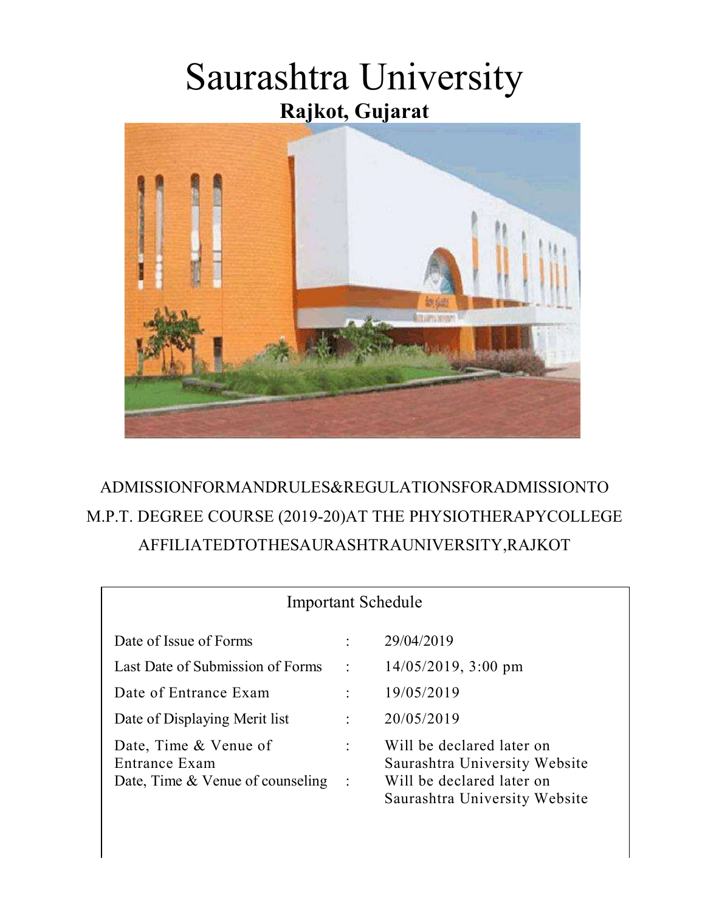# Saurashtra University

**Rajkot, Gujarat**

ADMISSIONFORMANDRULES&REGULATIONSFORADMISSIONTO M.P.T. DEGREE COURSE (2019-20)AT THE PHYSIOTHERAPYCOLLEGE AFFILIATEDTOTHESAURASHTRAUNIVERSITY,RAJKOT

## Important Schedule

| | | |
|---|---|---|
| Date of Issue of Forms | : | 29/04/2019 |
| Last Date of Submission of Forms | : | 14/05/2019, 3:00 pm |
| Date of Entrance Exam | : | 19/05/2019 |
| Date of Displaying Merit list | : | 20/05/2019 |
| Date, Time & Venue of Entrance Exam | : | Will be declared later on Saurashtra University Website |
| Date, Time & Venue of counseling | : | Will be declared later on Saurashtra University Website |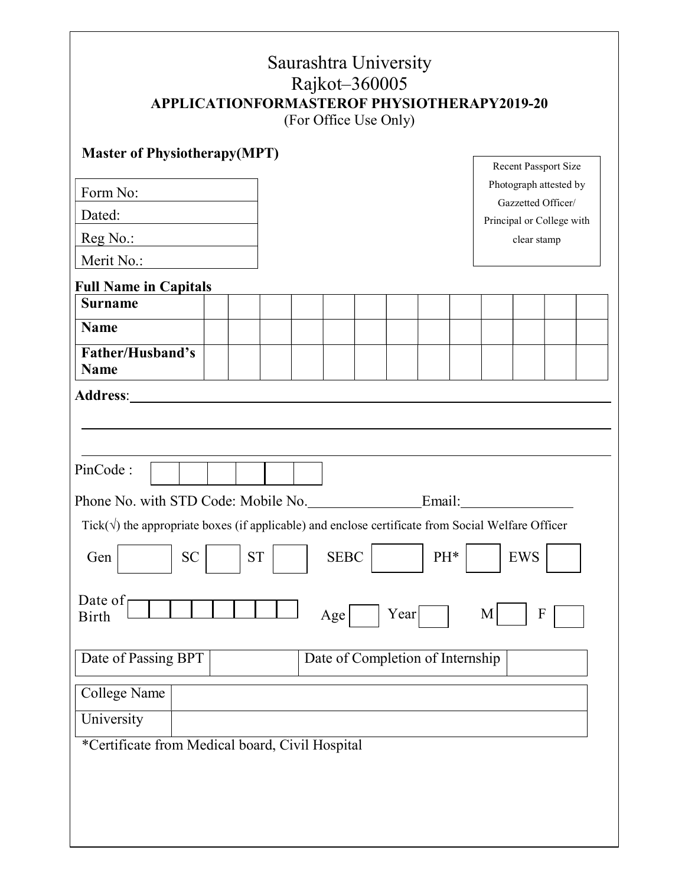# Saurashtra University
## Rajkot–360005
### APPLICATIONFORMASTEROF PHYSIOTHERAPY2019-20
(For Office Use Only)

**Master of Physiotherapy(MPT)**

| Form No: |
|---|
| Dated: |
| Reg No.: |
| Merit No.: |

Recent Passport Size Photograph attested by Gazzetted Officer/ Principal or College with clear stamp

**Full Name in Capitals**

| **Surname** | | | | | | | | | | | | | |
|---|---|---|---|---|---|---|---|---|---|---|---|---|---|
| **Name** | | | | | | | | | | | | | |
| **Father/Husband's Name** | | | | | | | | | | | | | |

**Address**: ______________________________________________

______________________________________________

______________________________________________

PinCode : | | | | | | |

Phone No. with STD Code: Mobile No.______________ Email:______________

Tick(√) the appropriate boxes (if applicable) and enclose certificate from Social Welfare Officer

Gen [ ] SC [ ] ST [ ] SEBC [ ] PH* [ ] EWS [ ]

Date of Birth | | | | | | | | | Age [ ] Year [ ] M [ ] F [ ]

| Date of Passing BPT | | Date of Completion of Internship | |
|---|---|---|---|

| College Name | |
|---|---|
| University | |

*Certificate from Medical board, Civil Hospital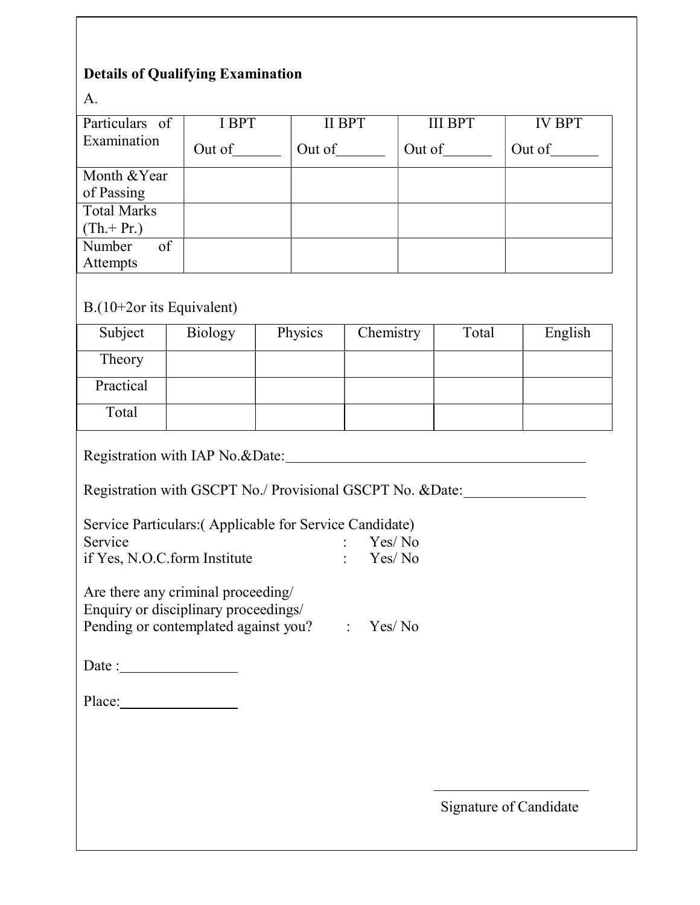**Details of Qualifying Examination**

A.

| Particulars of Examination | I BPT<br>Out of______ | II BPT<br>Out of______ | III BPT<br>Out of______ | IV BPT<br>Out of______ |
|---|---|---|---|---|
| Month &Year of Passing | | | | |
| Total Marks (Th.+ Pr.) | | | | |
| Number of Attempts | | | | |

B.(10+2or its Equivalent)

| Subject | Biology | Physics | Chemistry | Total | English |
|---|---|---|---|---|---|
| Theory | | | | | |
| Practical | | | | | |
| Total | | | | | |

Registration with IAP No.&Date:____________________________________________

Registration with GSCPT No./ Provisional GSCPT No. &Date:________________

Service Particulars:( Applicable for Service Candidate)
Service : Yes/ No
if Yes, N.O.C.form Institute : Yes/ No

Are there any criminal proceeding/
Enquiry or disciplinary proceedings/
Pending or contemplated against you? : Yes/ No

Date :________________

Place:________________

______________________
Signature of Candidate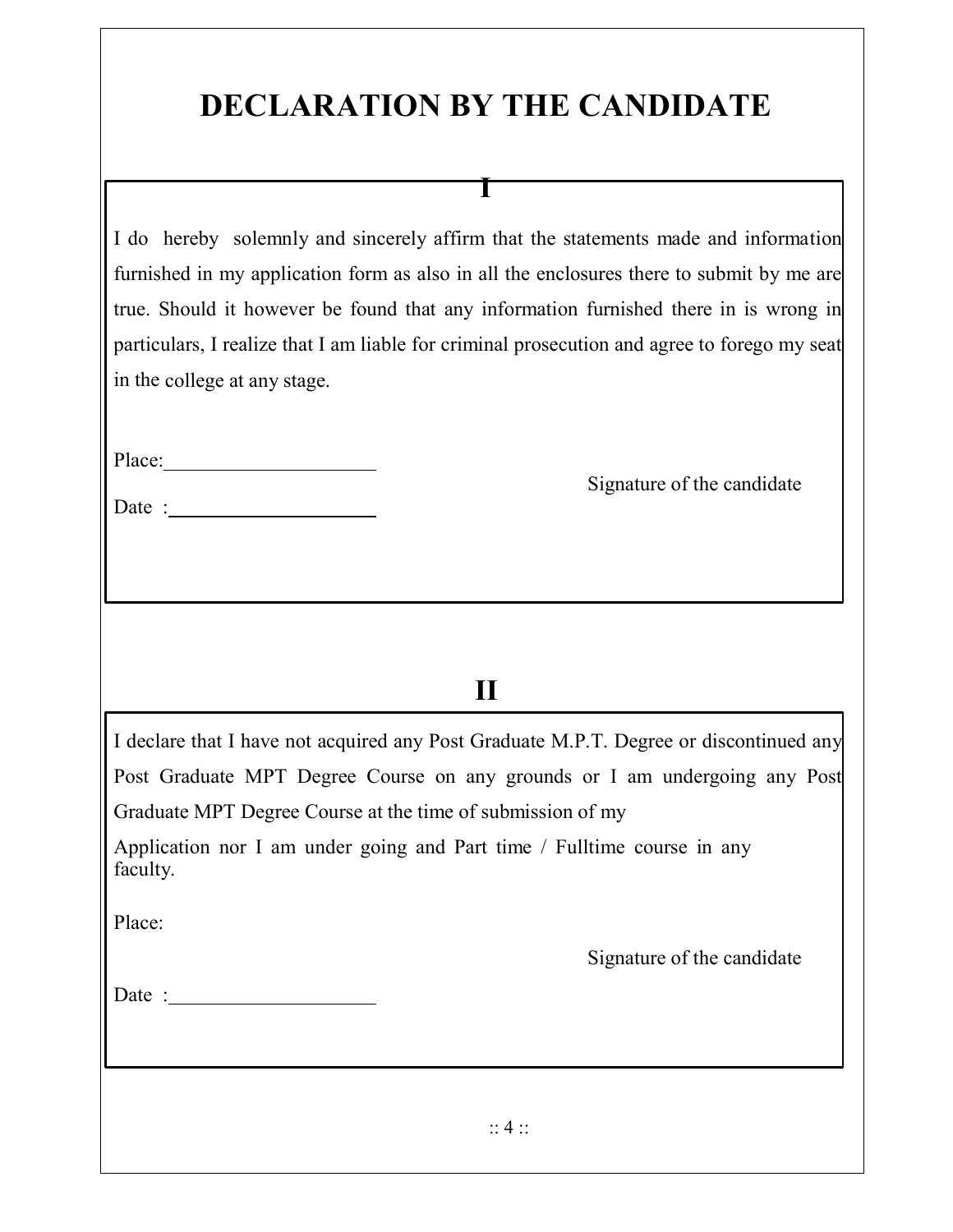# DECLARATION BY THE CANDIDATE

## I

I do hereby solemnly and sincerely affirm that the statements made and information furnished in my application form as also in all the enclosures there to submit by me are true. Should it however be found that any information furnished there in is wrong in particulars, I realize that I am liable for criminal prosecution and agree to forego my seat in the college at any stage.

Place:____________________

Date :____________________

Signature of the candidate

## II

I declare that I have not acquired any Post Graduate M.P.T. Degree or discontinued any Post Graduate MPT Degree Course on any grounds or I am undergoing any Post Graduate MPT Degree Course at the time of submission of my

Application nor I am under going and Part time / Fulltime course in any faculty.

Place:

Signature of the candidate

Date :____________________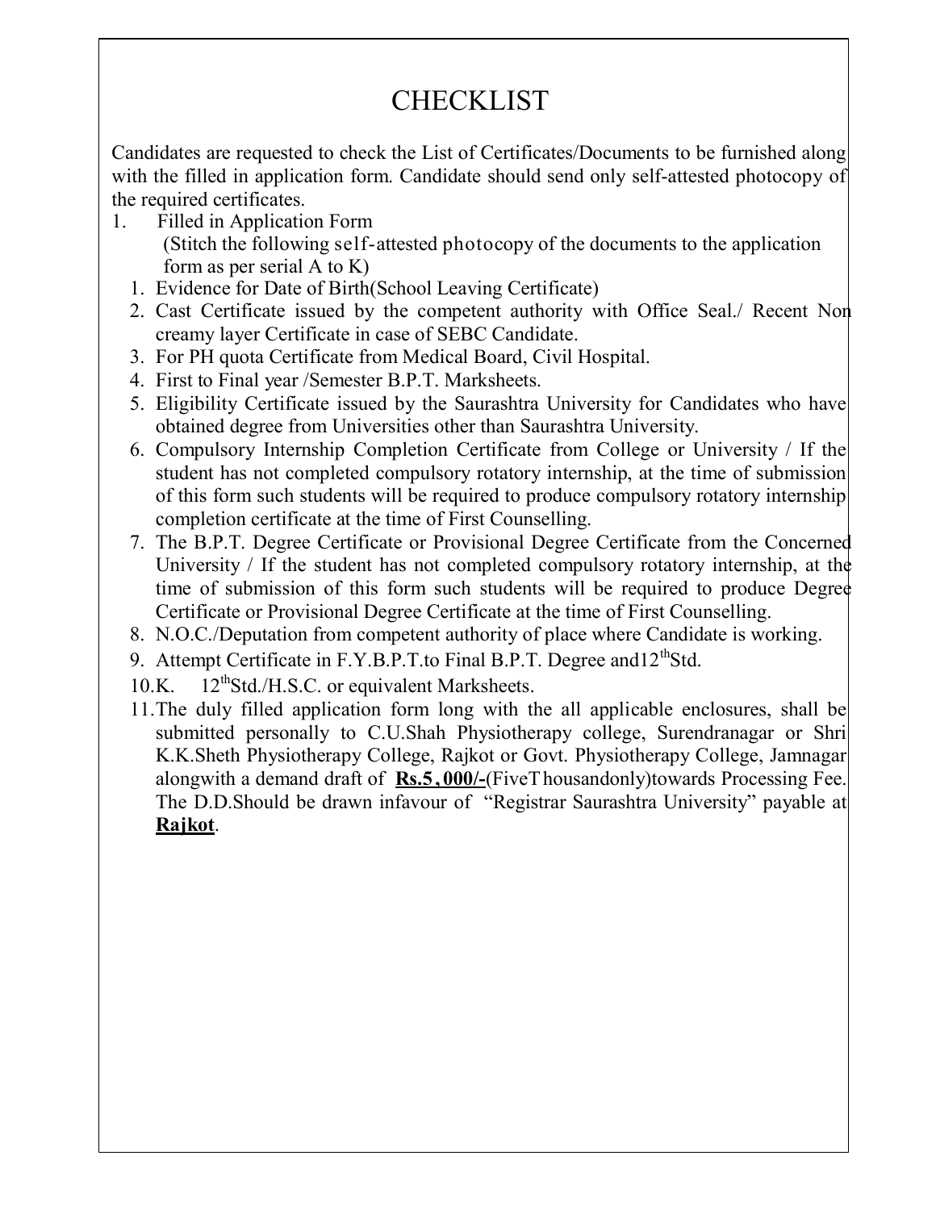# CHECKLIST

Candidates are requested to check the List of Certificates/Documents to be furnished along with the filled in application form. Candidate should send only self-attested photocopy of the required certificates.

1. Filled in Application Form
   (Stitch the following self-attested photocopy of the documents to the application form as per serial A to K)
   1. Evidence for Date of Birth(School Leaving Certificate)
   2. Cast Certificate issued by the competent authority with Office Seal./ Recent Non creamy layer Certificate in case of SEBC Candidate.
   3. For PH quota Certificate from Medical Board, Civil Hospital.
   4. First to Final year /Semester B.P.T. Marksheets.
   5. Eligibility Certificate issued by the Saurashtra University for Candidates who have obtained degree from Universities other than Saurashtra University.
   6. Compulsory Internship Completion Certificate from College or University / If the student has not completed compulsory rotatory internship, at the time of submission of this form such students will be required to produce compulsory rotatory internship completion certificate at the time of First Counselling.
   7. The B.P.T. Degree Certificate or Provisional Degree Certificate from the Concerned University / If the student has not completed compulsory rotatory internship, at the time of submission of this form such students will be required to produce Degree Certificate or Provisional Degree Certificate at the time of First Counselling.
   8. N.O.C./Deputation from competent authority of place where Candidate is working.
   9. Attempt Certificate in F.Y.B.P.T.to Final B.P.T. Degree and12th Std.
   10. K. 12th Std./H.S.C. or equivalent Marksheets.
   11. The duly filled application form long with the all applicable enclosures, shall be submitted personally to C.U.Shah Physiotherapy college, Surendranagar or Shri K.K.Sheth Physiotherapy College, Rajkot or Govt. Physiotherapy College, Jamnagar alongwith a demand draft of **Rs.5,000/-**(FiveThousandonly)towards Processing Fee. The D.D.Should be drawn infavour of "Registrar Saurashtra University" payable at **Rajkot**.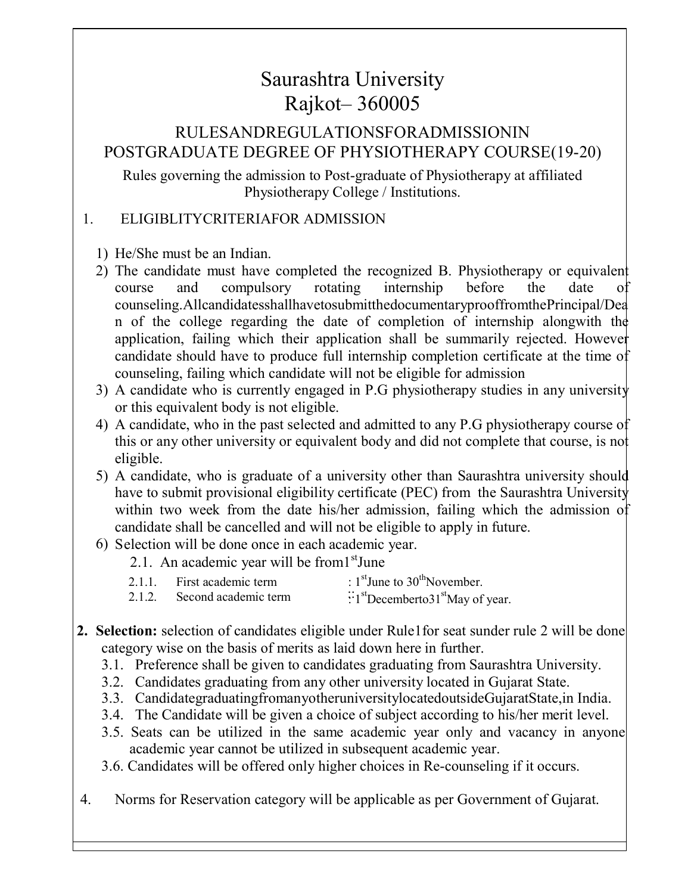# Saurashtra University
# Rajkot– 360005

## RULESANDREGULATIONSFORADMISSIONIN POSTGRADUATE DEGREE OF PHYSIOTHERAPY COURSE(19-20)

Rules governing the admission to Post-graduate of Physiotherapy at affiliated Physiotherapy College / Institutions.

1. ELIGIBLITYCRITERIAFOR ADMISSION

   1) He/She must be an Indian.
   2) The candidate must have completed the recognized B. Physiotherapy or equivalent course and compulsory rotating internship before the date of counseling.AllcandidatesshallhavetosubmitthedocumentaryprooffromthePrincipal/Dean of the college regarding the date of completion of internship alongwith the application, failing which their application shall be summarily rejected. However candidate should have to produce full internship completion certificate at the time of counseling, failing which candidate will not be eligible for admission
   3) A candidate who is currently engaged in P.G physiotherapy studies in any university or this equivalent body is not eligible.
   4) A candidate, who in the past selected and admitted to any P.G physiotherapy course of this or any other university or equivalent body and did not complete that course, is not eligible.
   5) A candidate, who is graduate of a university other than Saurashtra university should have to submit provisional eligibility certificate (PEC) from the Saurashtra University within two week from the date his/her admission, failing which the admission of candidate shall be cancelled and will not be eligible to apply in future.
   6) Selection will be done once in each academic year.
      - 2.1. An academic year will be from1st June
        - 2.1.1. First academic term : 1st June to 30th November.
        - 2.1.2. Second academic term ∵1st Decemberto31st May of year.

2. **Selection:** selection of candidates eligible under Rule1for seat sunder rule 2 will be done category wise on the basis of merits as laid down here in further.
   - 3.1. Preference shall be given to candidates graduating from Saurashtra University.
   - 3.2. Candidates graduating from any other university located in Gujarat State.
   - 3.3. CandidategraduatingfromanyotheruniversitylocatedoutsideGujaratState,in India.
   - 3.4. The Candidate will be given a choice of subject according to his/her merit level.
   - 3.5. Seats can be utilized in the same academic year only and vacancy in anyone academic year cannot be utilized in subsequent academic year.
   - 3.6. Candidates will be offered only higher choices in Re-counseling if it occurs.

4. Norms for Reservation category will be applicable as per Government of Gujarat.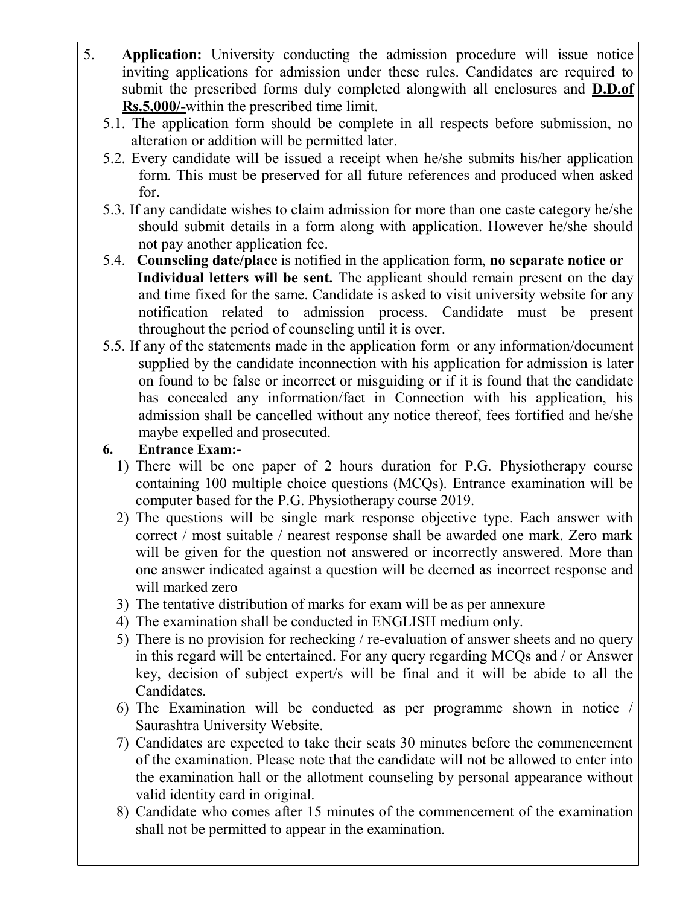5. **Application:** University conducting the admission procedure will issue notice inviting applications for admission under these rules. Candidates are required to submit the prescribed forms duly completed alongwith all enclosures and **D.D.of Rs.5,000/-**within the prescribed time limit.

   5.1. The application form should be complete in all respects before submission, no alteration or addition will be permitted later.

   5.2. Every candidate will be issued a receipt when he/she submits his/her application form. This must be preserved for all future references and produced when asked for.

   5.3. If any candidate wishes to claim admission for more than one caste category he/she should submit details in a form along with application. However he/she should not pay another application fee.

   5.4. **Counseling date/place** is notified in the application form, **no separate notice or Individual letters will be sent.** The applicant should remain present on the day and time fixed for the same. Candidate is asked to visit university website for any notification related to admission process. Candidate must be present throughout the period of counseling until it is over.

   5.5. If any of the statements made in the application form or any information/document supplied by the candidate inconnection with his application for admission is later on found to be false or incorrect or misguiding or if it is found that the candidate has concealed any information/fact in Connection with his application, his admission shall be cancelled without any notice thereof, fees fortified and he/she maybe expelled and prosecuted.

**6. Entrance Exam:-**

1) There will be one paper of 2 hours duration for P.G. Physiotherapy course containing 100 multiple choice questions (MCQs). Entrance examination will be computer based for the P.G. Physiotherapy course 2019.
2) The questions will be single mark response objective type. Each answer with correct / most suitable / nearest response shall be awarded one mark. Zero mark will be given for the question not answered or incorrectly answered. More than one answer indicated against a question will be deemed as incorrect response and will marked zero
3) The tentative distribution of marks for exam will be as per annexure
4) The examination shall be conducted in ENGLISH medium only.
5) There is no provision for rechecking / re-evaluation of answer sheets and no query in this regard will be entertained. For any query regarding MCQs and / or Answer key, decision of subject expert/s will be final and it will be abide to all the Candidates.
6) The Examination will be conducted as per programme shown in notice / Saurashtra University Website.
7) Candidates are expected to take their seats 30 minutes before the commencement of the examination. Please note that the candidate will not be allowed to enter into the examination hall or the allotment counseling by personal appearance without valid identity card in original.
8) Candidate who comes after 15 minutes of the commencement of the examination shall not be permitted to appear in the examination.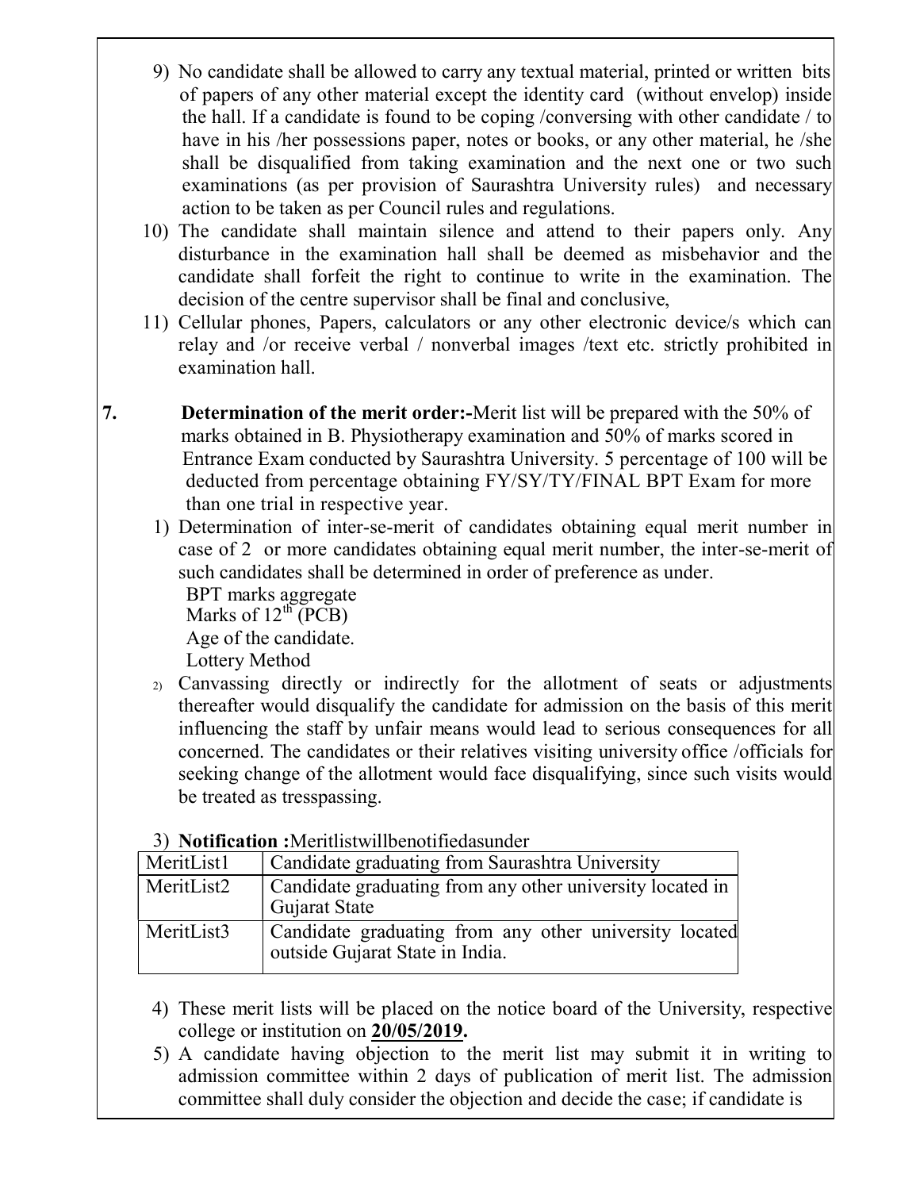9) No candidate shall be allowed to carry any textual material, printed or written bits of papers of any other material except the identity card (without envelop) inside the hall. If a candidate is found to be coping /conversing with other candidate / to have in his /her possessions paper, notes or books, or any other material, he /she shall be disqualified from taking examination and the next one or two such examinations (as per provision of Saurashtra University rules) and necessary action to be taken as per Council rules and regulations.
10) The candidate shall maintain silence and attend to their papers only. Any disturbance in the examination hall shall be deemed as misbehavior and the candidate shall forfeit the right to continue to write in the examination. The decision of the centre supervisor shall be final and conclusive,
11) Cellular phones, Papers, calculators or any other electronic device/s which can relay and /or receive verbal / nonverbal images /text etc. strictly prohibited in examination hall.

**7. Determination of the merit order:-**Merit list will be prepared with the 50% of marks obtained in B. Physiotherapy examination and 50% of marks scored in Entrance Exam conducted by Saurashtra University. 5 percentage of 100 will be deducted from percentage obtaining FY/SY/TY/FINAL BPT Exam for more than one trial in respective year.

1) Determination of inter-se-merit of candidates obtaining equal merit number in case of 2 or more candidates obtaining equal merit number, the inter-se-merit of such candidates shall be determined in order of preference as under.
   BPT marks aggregate
   Marks of 12th (PCB)
   Age of the candidate.
   Lottery Method
2) Canvassing directly or indirectly for the allotment of seats or adjustments thereafter would disqualify the candidate for admission on the basis of this merit influencing the staff by unfair means would lead to serious consequences for all concerned. The candidates or their relatives visiting university office /officials for seeking change of the allotment would face disqualifying, since such visits would be treated as tresspassing.
3) **Notification :**Meritlistwillbenotifiedasunder

| MeritList1 | Candidate graduating from Saurashtra University |
|---|---|
| MeritList2 | Candidate graduating from any other university located in Gujarat State |
| MeritList3 | Candidate graduating from any other university located outside Gujarat State in India. |

4) These merit lists will be placed on the notice board of the University, respective college or institution on **20/05/2019.**
5) A candidate having objection to the merit list may submit it in writing to admission committee within 2 days of publication of merit list. The admission committee shall duly consider the objection and decide the case; if candidate is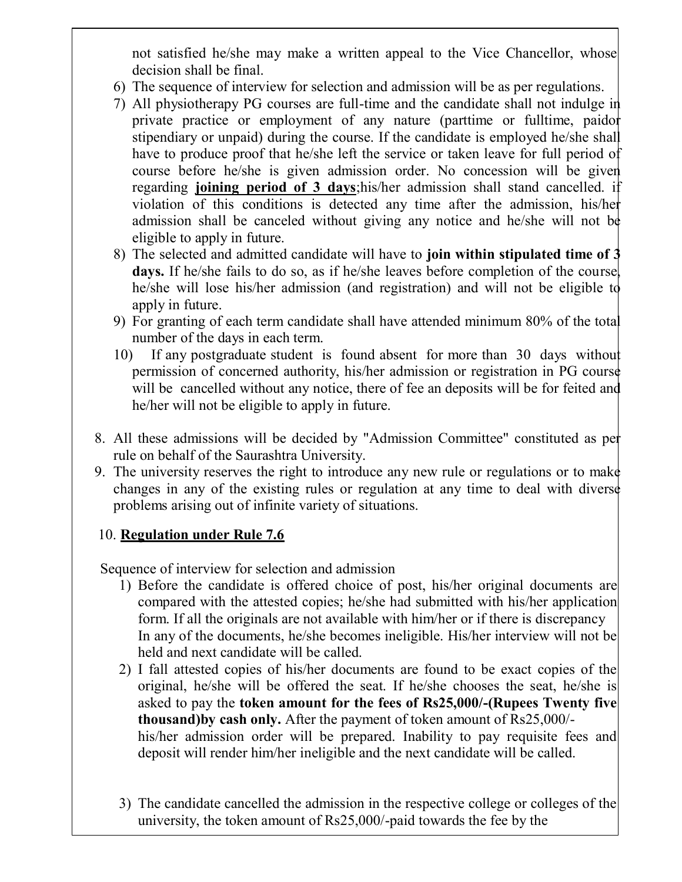not satisfied he/she may make a written appeal to the Vice Chancellor, whose decision shall be final.

6) The sequence of interview for selection and admission will be as per regulations.
7) All physiotherapy PG courses are full-time and the candidate shall not indulge in private practice or employment of any nature (parttime or fulltime, paidor stipendiary or unpaid) during the course. If the candidate is employed he/she shall have to produce proof that he/she left the service or taken leave for full period of course before he/she is given admission order. No concession will be given regarding **<u>joining period of 3 days</u>**;his/her admission shall stand cancelled. if violation of this conditions is detected any time after the admission, his/her admission shall be canceled without giving any notice and he/she will not be eligible to apply in future.
8) The selected and admitted candidate will have to **join within stipulated time of 3 days.** If he/she fails to do so, as if he/she leaves before completion of the course, he/she will lose his/her admission (and registration) and will not be eligible to apply in future.
9) For granting of each term candidate shall have attended minimum 80% of the total number of the days in each term.
10) If any postgraduate student is found absent for more than 30 days without permission of concerned authority, his/her admission or registration in PG course will be cancelled without any notice, there of fee an deposits will be for feited and he/her will not be eligible to apply in future.

8. All these admissions will be decided by "Admission Committee" constituted as per rule on behalf of the Saurashtra University.
9. The university reserves the right to introduce any new rule or regulations or to make changes in any of the existing rules or regulation at any time to deal with diverse problems arising out of infinite variety of situations.

10. **<u>Regulation under Rule 7.6</u>**

Sequence of interview for selection and admission

1) Before the candidate is offered choice of post, his/her original documents are compared with the attested copies; he/she had submitted with his/her application form. If all the originals are not available with him/her or if there is discrepancy In any of the documents, he/she becomes ineligible. His/her interview will not be held and next candidate will be called.
2) I fall attested copies of his/her documents are found to be exact copies of the original, he/she will be offered the seat. If he/she chooses the seat, he/she is asked to pay the **token amount for the fees of Rs25,000/-(Rupees Twenty five thousand)by cash only.** After the payment of token amount of Rs25,000/- his/her admission order will be prepared. Inability to pay requisite fees and deposit will render him/her ineligible and the next candidate will be called.

3) The candidate cancelled the admission in the respective college or colleges of the university, the token amount of Rs25,000/-paid towards the fee by the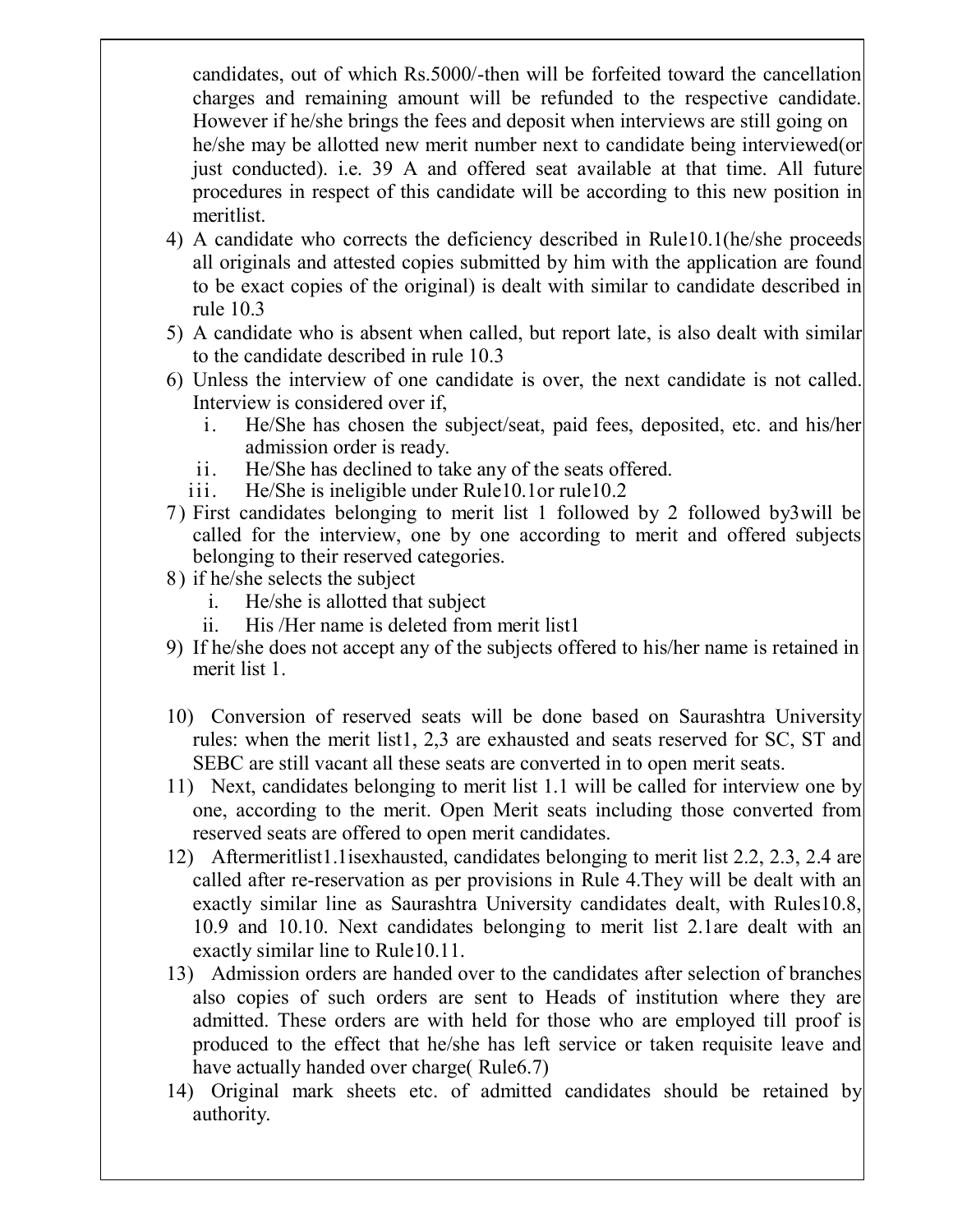candidates, out of which Rs.5000/-then will be forfeited toward the cancellation charges and remaining amount will be refunded to the respective candidate. However if he/she brings the fees and deposit when interviews are still going on he/she may be allotted new merit number next to candidate being interviewed(or just conducted). i.e. 39 A and offered seat available at that time. All future procedures in respect of this candidate will be according to this new position in meritlist.

4) A candidate who corrects the deficiency described in Rule10.1(he/she proceeds all originals and attested copies submitted by him with the application are found to be exact copies of the original) is dealt with similar to candidate described in rule 10.3
5) A candidate who is absent when called, but report late, is also dealt with similar to the candidate described in rule 10.3
6) Unless the interview of one candidate is over, the next candidate is not called. Interview is considered over if,
   i. He/She has chosen the subject/seat, paid fees, deposited, etc. and his/her admission order is ready.
   ii. He/She has declined to take any of the seats offered.
   iii. He/She is ineligible under Rule10.1or rule10.2
7) First candidates belonging to merit list 1 followed by 2 followed by3will be called for the interview, one by one according to merit and offered subjects belonging to their reserved categories.
8) if he/she selects the subject
   i. He/she is allotted that subject
   ii. His /Her name is deleted from merit list1
9) If he/she does not accept any of the subjects offered to his/her name is retained in merit list 1.
10) Conversion of reserved seats will be done based on Saurashtra University rules: when the merit list1, 2,3 are exhausted and seats reserved for SC, ST and SEBC are still vacant all these seats are converted in to open merit seats.
11) Next, candidates belonging to merit list 1.1 will be called for interview one by one, according to the merit. Open Merit seats including those converted from reserved seats are offered to open merit candidates.
12) Aftermeritlist1.1isexhausted, candidates belonging to merit list 2.2, 2.3, 2.4 are called after re-reservation as per provisions in Rule 4.They will be dealt with an exactly similar line as Saurashtra University candidates dealt, with Rules10.8, 10.9 and 10.10. Next candidates belonging to merit list 2.1are dealt with an exactly similar line to Rule10.11.
13) Admission orders are handed over to the candidates after selection of branches also copies of such orders are sent to Heads of institution where they are admitted. These orders are with held for those who are employed till proof is produced to the effect that he/she has left service or taken requisite leave and have actually handed over charge( Rule6.7)
14) Original mark sheets etc. of admitted candidates should be retained by authority.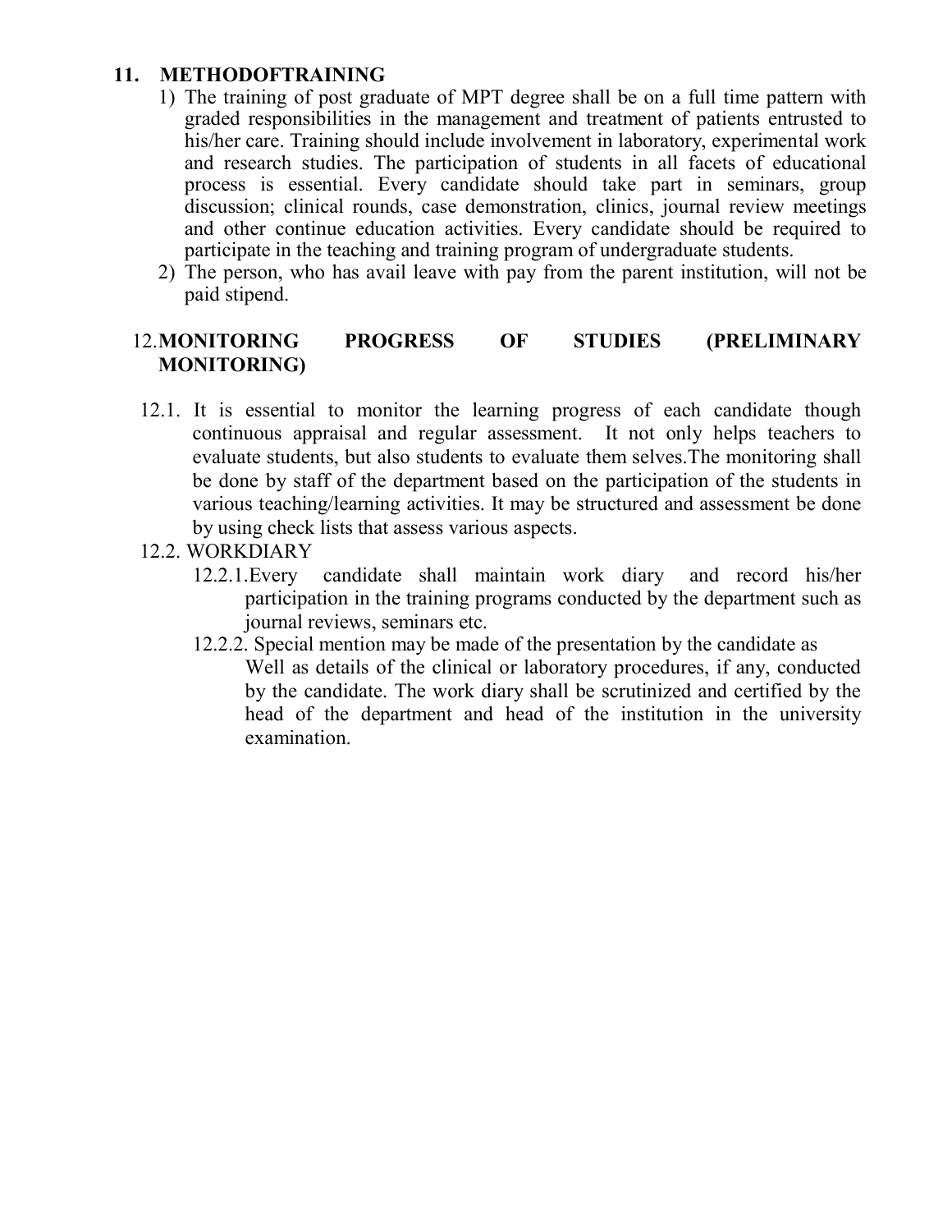## 11. METHODOFTRAINING

1) The training of post graduate of MPT degree shall be on a full time pattern with graded responsibilities in the management and treatment of patients entrusted to his/her care. Training should include involvement in laboratory, experimental work and research studies. The participation of students in all facets of educational process is essential. Every candidate should take part in seminars, group discussion; clinical rounds, case demonstration, clinics, journal review meetings and other continue education activities. Every candidate should be required to participate in the teaching and training program of undergraduate students.
2) The person, who has avail leave with pay from the parent institution, will not be paid stipend.

## 12. MONITORING PROGRESS OF STUDIES (PRELIMINARY MONITORING)

12.1. It is essential to monitor the learning progress of each candidate though continuous appraisal and regular assessment. It not only helps teachers to evaluate students, but also students to evaluate them selves.The monitoring shall be done by staff of the department based on the participation of the students in various teaching/learning activities. It may be structured and assessment be done by using check lists that assess various aspects.

12.2. WORKDIARY

12.2.1. Every candidate shall maintain work diary and record his/her participation in the training programs conducted by the department such as journal reviews, seminars etc.

12.2.2. Special mention may be made of the presentation by the candidate as Well as details of the clinical or laboratory procedures, if any, conducted by the candidate. The work diary shall be scrutinized and certified by the head of the department and head of the institution in the university examination.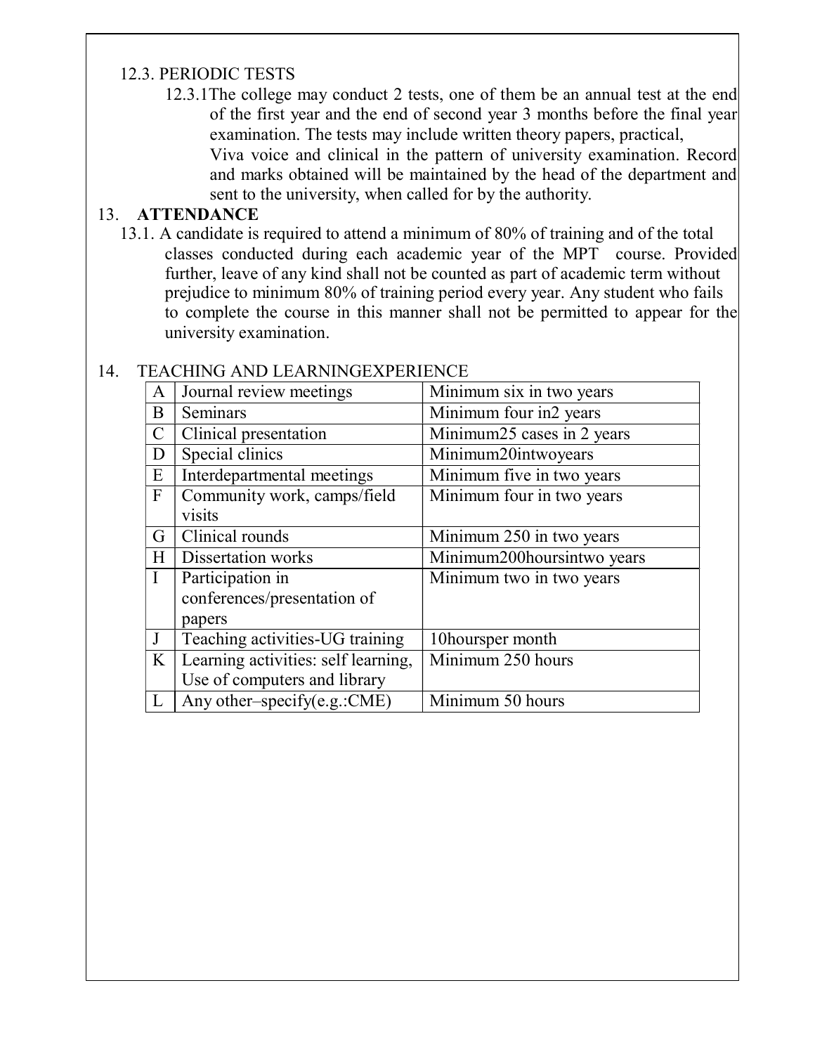12.3. PERIODIC TESTS

12.3.1The college may conduct 2 tests, one of them be an annual test at the end of the first year and the end of second year 3 months before the final year examination. The tests may include written theory papers, practical, Viva voice and clinical in the pattern of university examination. Record and marks obtained will be maintained by the head of the department and sent to the university, when called for by the authority.

## 13. ATTENDANCE

13.1. A candidate is required to attend a minimum of 80% of training and of the total classes conducted during each academic year of the MPT course. Provided further, leave of any kind shall not be counted as part of academic term without prejudice to minimum 80% of training period every year. Any student who fails to complete the course in this manner shall not be permitted to appear for the university examination.

## 14. TEACHING AND LEARNINGEXPERIENCE

| | | |
|---|---|---|
| A | Journal review meetings | Minimum six in two years |
| B | Seminars | Minimum four in2 years |
| C | Clinical presentation | Minimum25 cases in 2 years |
| D | Special clinics | Minimum20intwoyears |
| E | Interdepartmental meetings | Minimum five in two years |
| F | Community work, camps/field visits | Minimum four in two years |
| G | Clinical rounds | Minimum 250 in two years |
| H | Dissertation works | Minimum200hoursintwo years |
| I | Participation in conferences/presentation of papers | Minimum two in two years |
| J | Teaching activities-UG training | 10hoursper month |
| K | Learning activities: self learning, Use of computers and library | Minimum 250 hours |
| L | Any other–specify(e.g.:CME) | Minimum 50 hours |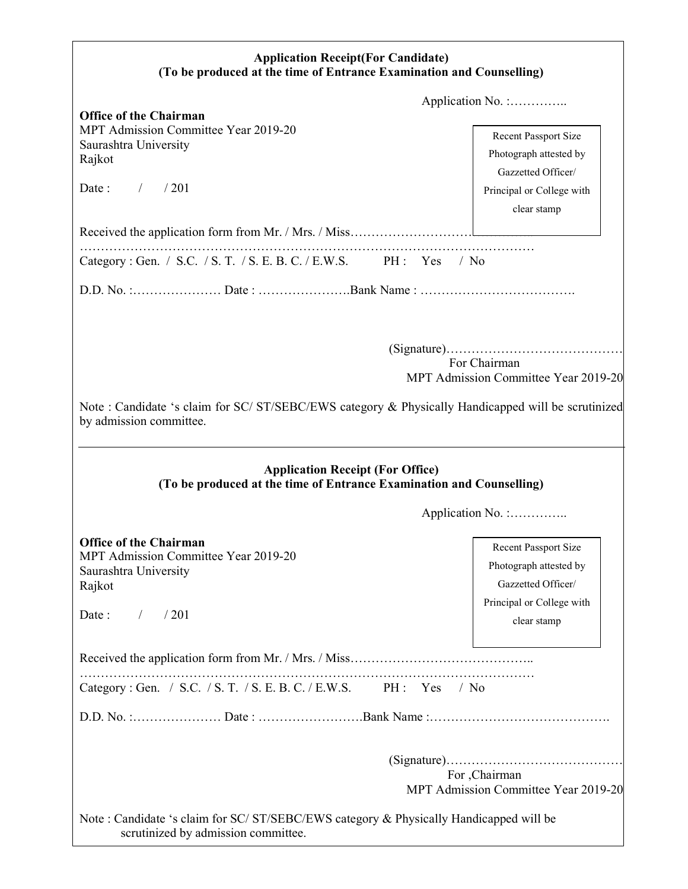**Application Receipt(For Candidate)**
**(To be produced at the time of Entrance Examination and Counselling)**

Application No. :…………..

**Office of the Chairman**
MPT Admission Committee Year 2019-20
Saurashtra University
Rajkot

Date : / / 201

Recent Passport Size Photograph attested by Gazzetted Officer/ Principal or College with clear stamp

Received the application form from Mr. / Mrs. / Miss……………………………
……………………………………………………………………………………………
Category : Gen. / S.C. / S. T. / S. E. B. C. / E.W.S. PH : Yes / No

D.D. No. :………………… Date : ………………….Bank Name : ……………………………….

(Signature)……………………………………
For Chairman
MPT Admission Committee Year 2019-20

Note : Candidate 's claim for SC/ ST/SEBC/EWS category & Physically Handicapped will be scrutinized by admission committee.

---

**Application Receipt (For Office)**
**(To be produced at the time of Entrance Examination and Counselling)**

Application No. :…………..

**Office of the Chairman**
MPT Admission Committee Year 2019-20
Saurashtra University
Rajkot

Date : / / 201

Recent Passport Size Photograph attested by Gazzetted Officer/ Principal or College with clear stamp

Received the application form from Mr. / Mrs. / Miss……………………………………..
……………………………………………………………………………………………
Category : Gen. / S.C. / S. T. / S. E. B. C. / E.W.S. PH : Yes / No

D.D. No. :………………… Date : …………………….Bank Name :…………………………………….

(Signature)……………………………………
For ,Chairman
MPT Admission Committee Year 2019-20

Note : Candidate 's claim for SC/ ST/SEBC/EWS category & Physically Handicapped will be scrutinized by admission committee.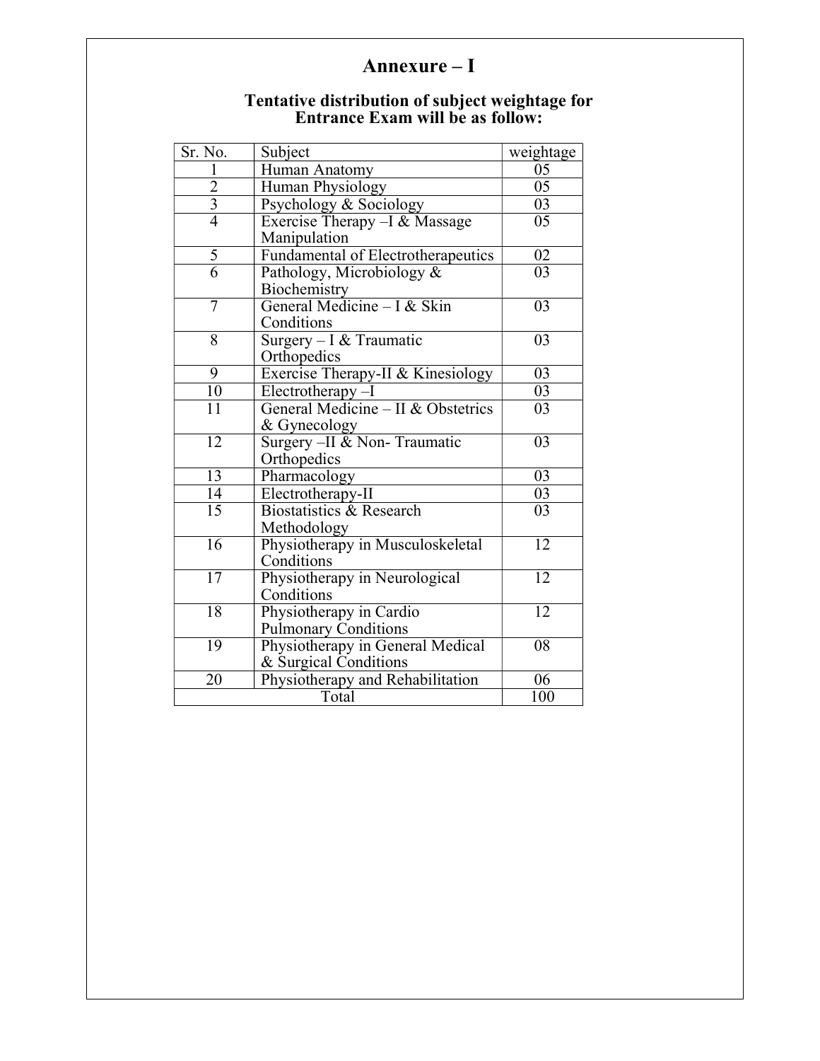# Annexure – I

### Tentative distribution of subject weightage for Entrance Exam will be as follow:

| Sr. No. | Subject | weightage |
|---|---|---|
| 1 | Human Anatomy | 05 |
| 2 | Human Physiology | 05 |
| 3 | Psychology & Sociology | 03 |
| 4 | Exercise Therapy –I & Massage Manipulation | 05 |
| 5 | Fundamental of Electrotherapeutics | 02 |
| 6 | Pathology, Microbiology & Biochemistry | 03 |
| 7 | General Medicine – I & Skin Conditions | 03 |
| 8 | Surgery – I & Traumatic Orthopedics | 03 |
| 9 | Exercise Therapy-II & Kinesiology | 03 |
| 10 | Electrotherapy –I | 03 |
| 11 | General Medicine – II & Obstetrics & Gynecology | 03 |
| 12 | Surgery –II & Non- Traumatic Orthopedics | 03 |
| 13 | Pharmacology | 03 |
| 14 | Electrotherapy-II | 03 |
| 15 | Biostatistics & Research Methodology | 03 |
| 16 | Physiotherapy in Musculoskeletal Conditions | 12 |
| 17 | Physiotherapy in Neurological Conditions | 12 |
| 18 | Physiotherapy in Cardio Pulmonary Conditions | 12 |
| 19 | Physiotherapy in General Medical & Surgical Conditions | 08 |
| 20 | Physiotherapy and Rehabilitation | 06 |
| Total | | 100 |